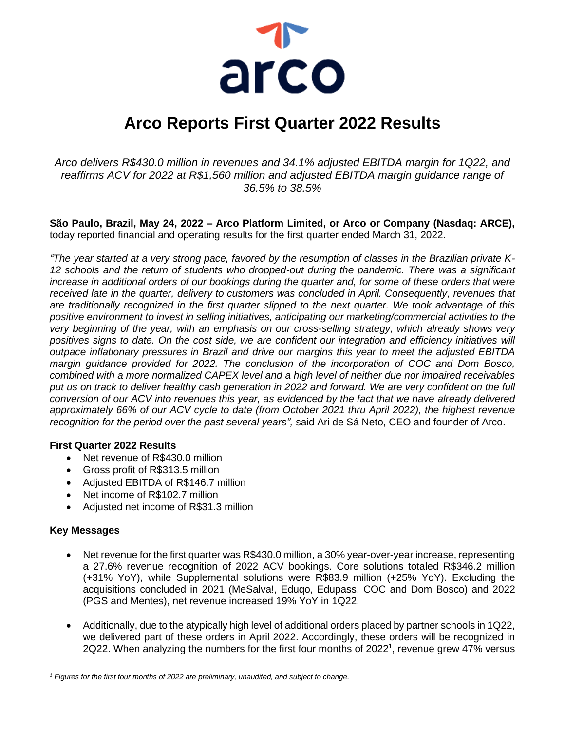# Arco Reports First Quarter 2022 Results

*Arco delivers R$430.0 million in revenues and 34.1% adjusted EBITDA margin for 1Q22, and reaffirms ACV for 2022 at R$1,560 million and adjusted EBITDA margin guidance range of 36.5% to 38.5%*

**São Paulo, Brazil, May 24, 2022 – Arco Platform Limited, or Arco or Company (Nasdaq: ARCE),** today reported financial and operating results for the first quarter ended March 31, 2022.

*"The year started at a very strong pace, favored by the resumption of classes in the Brazilian private K-12 schools and the return of students who dropped-out during the pandemic. There was a significant increase in additional orders of our bookings during the quarter and, for some of these orders that were received late in the quarter, delivery to customers was concluded in April. Consequently, revenues that are traditionally recognized in the first quarter slipped to the next quarter. We took advantage of this positive environment to invest in selling initiatives, anticipating our marketing/commercial activities to the very beginning of the year, with an emphasis on our cross-selling strategy, which already shows very positives signs to date. On the cost side, we are confident our integration and efficiency initiatives will outpace inflationary pressures in Brazil and drive our margins this year to meet the adjusted EBITDA margin guidance provided for 2022. The conclusion of the incorporation of COC and Dom Bosco, combined with a more normalized CAPEX level and a high level of neither due nor impaired receivables put us on track to deliver healthy cash generation in 2022 and forward. We are very confident on the full conversion of our ACV into revenues this year, as evidenced by the fact that we have already delivered approximately 66% of our ACV cycle to date (from October 2021 thru April 2022), the highest revenue recognition for the period over the past several years",* said Ari de Sá Neto, CEO and founder of Arco.

**First Quarter 2022 Results**

- Net revenue of R$430.0 million
- Gross profit of R$313.5 million
- Adjusted EBITDA of R$146.7 million
- Net income of R$102.7 million
- Adjusted net income of R$31.3 million

**Key Messages**

- Net revenue for the first quarter was R$430.0 million, a 30% year-over-year increase, representing a 27.6% revenue recognition of 2022 ACV bookings. Core solutions totaled R$346.2 million (+31% YoY), while Supplemental solutions were R$83.9 million (+25% YoY). Excluding the acquisitions concluded in 2021 (MeSalva!, Eduqo, Edupass, COC and Dom Bosco) and 2022 (PGS and Mentes), net revenue increased 19% YoY in 1Q22.

- Additionally, due to the atypically high level of additional orders placed by partner schools in 1Q22, we delivered part of these orders in April 2022. Accordingly, these orders will be recognized in 2Q22. When analyzing the numbers for the first four months of 2022[1], revenue grew 47% versus

[1] *Figures for the first four months of 2022 are preliminary, unaudited, and subject to change.*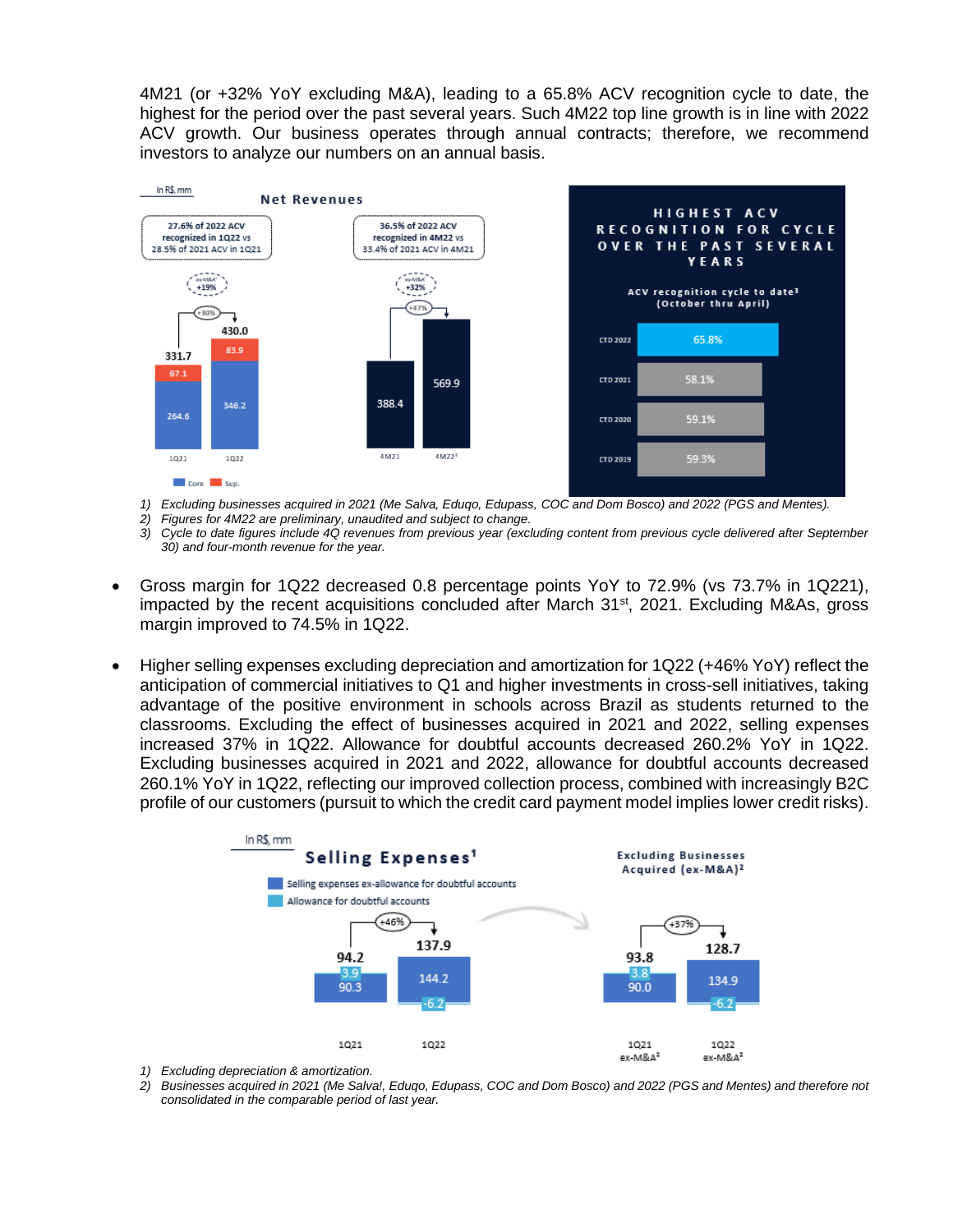4M21 (or +32% YoY excluding M&A), leading to a 65.8% ACV recognition cycle to date, the highest for the period over the past several years. Such 4M22 top line growth is in line with 2022 ACV growth. Our business operates through annual contracts; therefore, we recommend investors to analyze our numbers on an annual basis.

In R$, mm

**Net Revenues**

27.6% of 2022 ACV recognized in 1Q22 vs 28.5% of 2021 ACV in 1Q21

36.5% of 2022 ACV recognized in 4M22 vs 33.4% of 2021 ACV in 4M21

| | 1Q21 | 1Q22 | 4M21 | 4M22[2] |
|---|---|---|---|---|
| Core | 264.6 | 346.2 | | |
| Sup. | 67.1 | 83.9 | | |
| Total | 331.7 | 430.0 | 388.4 | 569.9 |

1Q22 vs 1Q21: +30% (ex-M&A[1]: +19%); 4M22 vs 4M21: +47% (ex-M&A[1]: +32%)

**HIGHEST ACV RECOGNITION FOR CYCLE OVER THE PAST SEVERAL YEARS**

ACV recognition cycle to date[3] (October thru April)

| | |
|---|---|
| CTD 2022 | 65.8% |
| CTD 2021 | 58.1% |
| CTD 2020 | 59.1% |
| CTD 2019 | 59.3% |

1) *Excluding businesses acquired in 2021 (Me Salva, Eduqo, Edupass, COC and Dom Bosco) and 2022 (PGS and Mentes).*
2) *Figures for 4M22 are preliminary, unaudited and subject to change.*
3) *Cycle to date figures include 4Q revenues from previous year (excluding content from previous cycle delivered after September 30) and four-month revenue for the year.*

- Gross margin for 1Q22 decreased 0.8 percentage points YoY to 72.9% (vs 73.7% in 1Q221), impacted by the recent acquisitions concluded after March 31st, 2021. Excluding M&As, gross margin improved to 74.5% in 1Q22.

- Higher selling expenses excluding depreciation and amortization for 1Q22 (+46% YoY) reflect the anticipation of commercial initiatives to Q1 and higher investments in cross-sell initiatives, taking advantage of the positive environment in schools across Brazil as students returned to the classrooms. Excluding the effect of businesses acquired in 2021 and 2022, selling expenses increased 37% in 1Q22. Allowance for doubtful accounts decreased 260.2% YoY in 1Q22. Excluding businesses acquired in 2021 and 2022, allowance for doubtful accounts decreased 260.1% YoY in 1Q22, reflecting our improved collection process, combined with increasingly B2C profile of our customers (pursuit to which the credit card payment model implies lower credit risks).

In R$, mm

**Selling Expenses[1]**

| | 1Q21 | 1Q22 | 1Q21 ex-M&A[2] | 1Q22 ex-M&A[2] |
|---|---|---|---|---|
| Selling expenses ex-allowance for doubtful accounts | 90.3 | 144.2 | 90.0 | 134.9 |
| Allowance for doubtful accounts | 3.9 | -6.2 | 3.8 | -6.2 |
| Total | 94.2 | 137.9 | 93.8 | 128.7 |

Total: +46% (1Q22 vs 1Q21); Excluding Businesses Acquired (ex-M&A)[2]: +37%

1) *Excluding depreciation & amortization.*
2) *Businesses acquired in 2021 (Me Salva!, Eduqo, Edupass, COC and Dom Bosco) and 2022 (PGS and Mentes) and therefore not consolidated in the comparable period of last year.*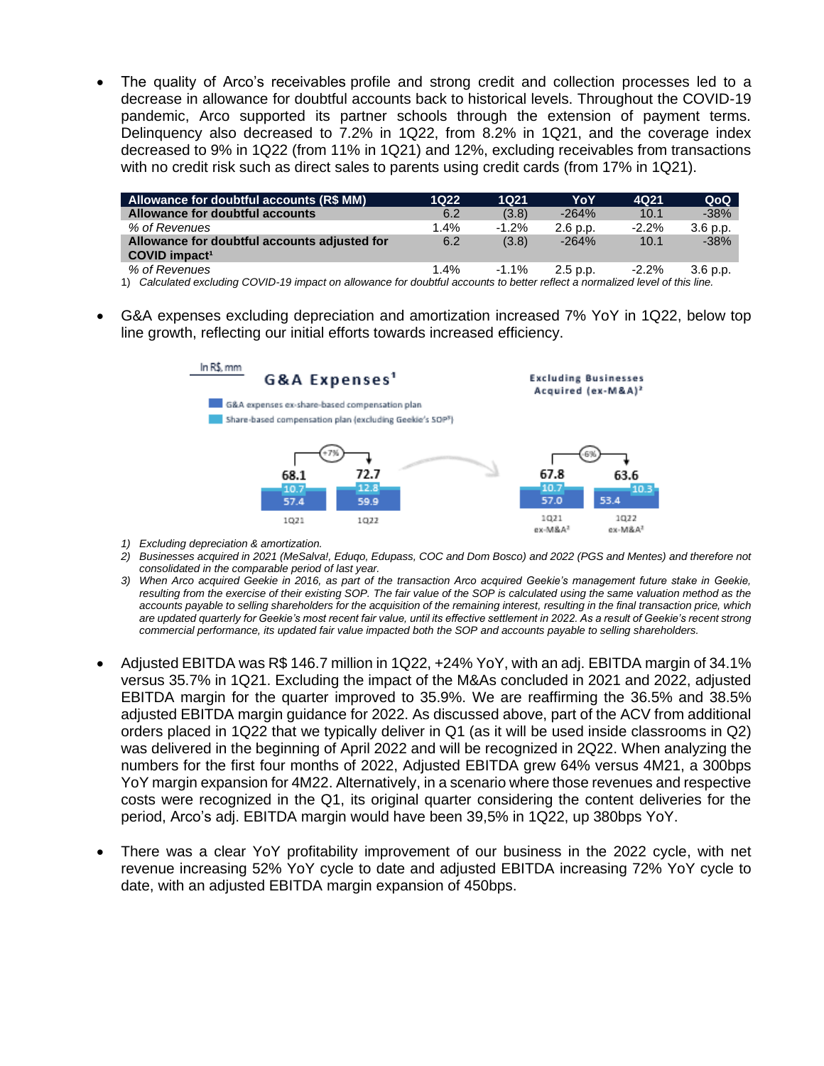- The quality of Arco's receivables profile and strong credit and collection processes led to a decrease in allowance for doubtful accounts back to historical levels. Throughout the COVID-19 pandemic, Arco supported its partner schools through the extension of payment terms. Delinquency also decreased to 7.2% in 1Q22, from 8.2% in 1Q21, and the coverage index decreased to 9% in 1Q22 (from 11% in 1Q21) and 12%, excluding receivables from transactions with no credit risk such as direct sales to parents using credit cards (from 17% in 1Q21).

| Allowance for doubtful accounts (R$ MM) | 1Q22 | 1Q21 | YoY | 4Q21 | QoQ |
|---|---|---|---|---|---|
| **Allowance for doubtful accounts** | 6.2 | (3.8) | -264% | 10.1 | -38% |
| *% of Revenues* | 1.4% | -1.2% | 2.6 p.p. | -2.2% | 3.6 p.p. |
| **Allowance for doubtful accounts adjusted for COVID impact[1]** | 6.2 | (3.8) | -264% | 10.1 | -38% |
| *% of Revenues* | 1.4% | -1.1% | 2.5 p.p. | -2.2% | 3.6 p.p. |

1) *Calculated excluding COVID-19 impact on allowance for doubtful accounts to better reflect a normalized level of this line.*

- G&A expenses excluding depreciation and amortization increased 7% YoY in 1Q22, below top line growth, reflecting our initial efforts towards increased efficiency.

In R$, mm

**G&A Expenses[1]**

- G&A expenses ex-share-based compensation plan
- Share-based compensation plan (excluding Geekie's SOP[3])

| | 1Q21 | 1Q22 | 1Q21 ex-M&A[2] | 1Q22 ex-M&A[2] |
|---|---|---|---|---|
| Total | 68.1 | 72.7 | 67.8 | 63.6 |
| Share-based compensation plan (excluding Geekie's SOP) | 10.7 | 12.8 | 10.7 | 10.3 |
| G&A expenses ex-share-based compensation plan | 57.4 | 59.9 | 57.0 | 53.4 |

G&A Expenses: +7% (1Q21 to 1Q22). Excluding Businesses Acquired (ex-M&A)[2]: -6%.

1) *Excluding depreciation & amortization.*
2) *Businesses acquired in 2021 (MeSalva!, Eduqo, Edupass, COC and Dom Bosco) and 2022 (PGS and Mentes) and therefore not consolidated in the comparable period of last year.*
3) *When Arco acquired Geekie in 2016, as part of the transaction Arco acquired Geekie's management future stake in Geekie, resulting from the exercise of their existing SOP. The fair value of the SOP is calculated using the same valuation method as the accounts payable to selling shareholders for the acquisition of the remaining interest, resulting in the final transaction price, which are updated quarterly for Geekie's most recent fair value, until its effective settlement in 2022. As a result of Geekie's recent strong commercial performance, its updated fair value impacted both the SOP and accounts payable to selling shareholders.*

- Adjusted EBITDA was R$ 146.7 million in 1Q22, +24% YoY, with an adj. EBITDA margin of 34.1% versus 35.7% in 1Q21. Excluding the impact of the M&As concluded in 2021 and 2022, adjusted EBITDA margin for the quarter improved to 35.9%. We are reaffirming the 36.5% and 38.5% adjusted EBITDA margin guidance for 2022. As discussed above, part of the ACV from additional orders placed in 1Q22 that we typically deliver in Q1 (as it will be used inside classrooms in Q2) was delivered in the beginning of April 2022 and will be recognized in 2Q22. When analyzing the numbers for the first four months of 2022, Adjusted EBITDA grew 64% versus 4M21, a 300bps YoY margin expansion for 4M22. Alternatively, in a scenario where those revenues and respective costs were recognized in the Q1, its original quarter considering the content deliveries for the period, Arco's adj. EBITDA margin would have been 39,5% in 1Q22, up 380bps YoY.

- There was a clear YoY profitability improvement of our business in the 2022 cycle, with net revenue increasing 52% YoY cycle to date and adjusted EBITDA increasing 72% YoY cycle to date, with an adjusted EBITDA margin expansion of 450bps.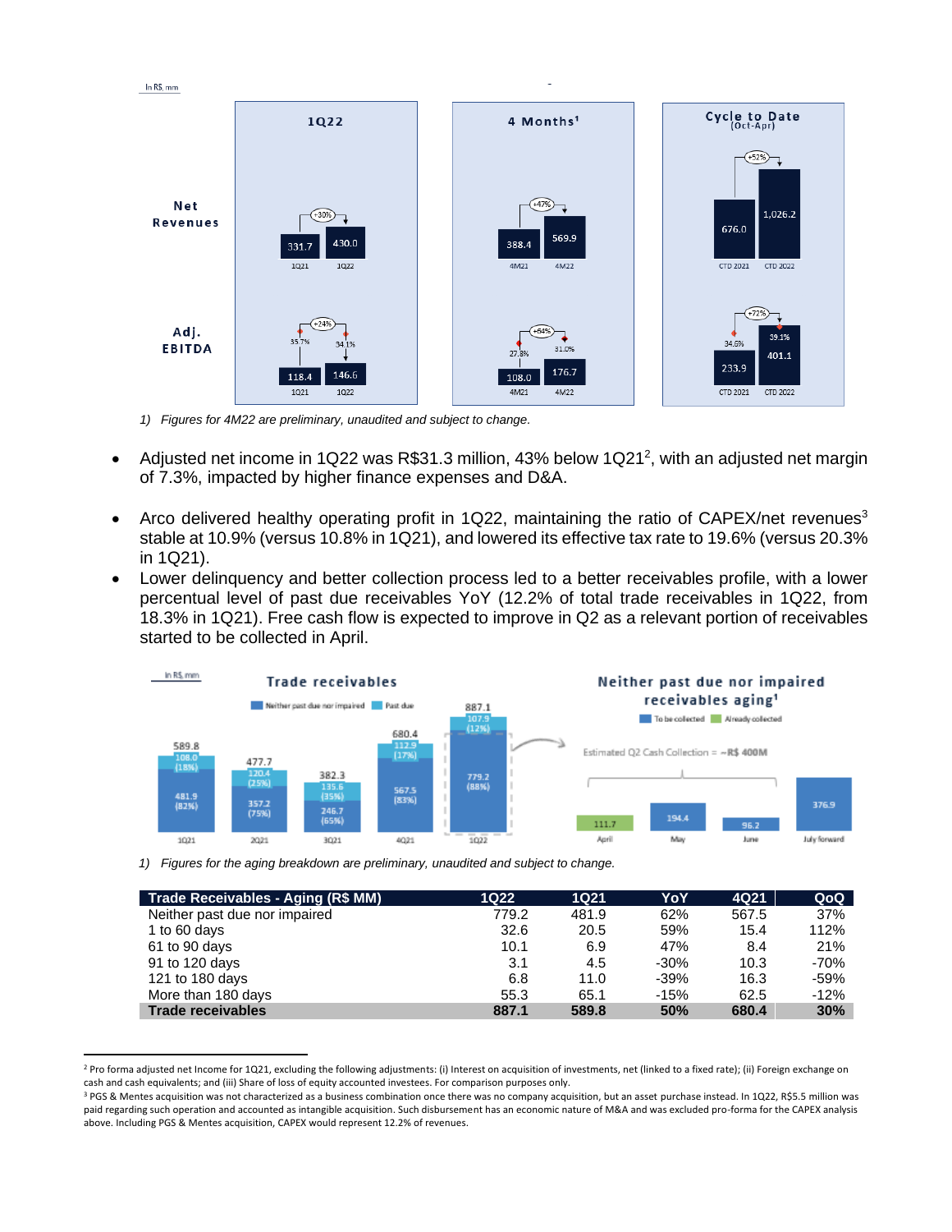In R$, mm

| | 1Q21 | 1Q22 | Var. | 4M21 | 4M22 | Var. | CTD 2021 | CTD 2022 | Var. |
|---|---|---|---|---|---|---|---|---|---|
| Net Revenues | 331.7 | 430.0 | +30% | 388.4 | 569.9 | +47% | 676.0 | 1,026.2 | +52% |
| Adj. EBITDA | 118.4 | 146.6 | +24% | 108.0 | 176.7 | +64% | 233.9 | 401.1 | +72% |
| Adj. EBITDA margin | 35.7% | 34.1% | | 27.8% | 31.0% | | 34.6% | 39.1% | |

Columns: 1Q22; 4 Months[1]; Cycle to Date (Oct-Apr)

*1) Figures for 4M22 are preliminary, unaudited and subject to change.*

- Adjusted net income in 1Q22 was R$31.3 million, 43% below 1Q21[2], with an adjusted net margin of 7.3%, impacted by higher finance expenses and D&A.
- Arco delivered healthy operating profit in 1Q22, maintaining the ratio of CAPEX/net revenues[3] stable at 10.9% (versus 10.8% in 1Q21), and lowered its effective tax rate to 19.6% (versus 20.3% in 1Q21).
- Lower delinquency and better collection process led to a better receivables profile, with a lower percentual level of past due receivables YoY (12.2% of total trade receivables in 1Q22, from 18.3% in 1Q21). Free cash flow is expected to improve in Q2 as a relevant portion of receivables started to be collected in April.

In R$, mm

**Trade receivables**

| | 1Q21 | 2Q21 | 3Q21 | 4Q21 | 1Q22 |
|---|---|---|---|---|---|
| Neither past due nor impaired | 481.9 (82%) | 357.2 (75%) | 246.7 (65%) | 567.5 (83%) | 779.2 (88%) |
| Past due | 108.0 (18%) | 120.4 (25%) | 135.6 (35%) | 112.9 (17%) | 107.9 (12%) |
| Total | 589.8 | 477.7 | 382.3 | 680.4 | 887.1 |

**Neither past due nor impaired receivables aging[1]**

Estimated Q2 Cash Collection = ~R$ 400M

| April (Already collected) | May (To be collected) | June (To be collected) | July forward (To be collected) |
|---|---|---|---|
| 111.7 | 194.4 | 96.2 | 376.9 |

*1) Figures for the aging breakdown are preliminary, unaudited and subject to change.*

| Trade Receivables - Aging (R$ MM) | 1Q22 | 1Q21 | YoY | 4Q21 | QoQ |
|---|---|---|---|---|---|
| Neither past due nor impaired | 779.2 | 481.9 | 62% | 567.5 | 37% |
| 1 to 60 days | 32.6 | 20.5 | 59% | 15.4 | 112% |
| 61 to 90 days | 10.1 | 6.9 | 47% | 8.4 | 21% |
| 91 to 120 days | 3.1 | 4.5 | -30% | 10.3 | -70% |
| 121 to 180 days | 6.8 | 11.0 | -39% | 16.3 | -59% |
| More than 180 days | 55.3 | 65.1 | -15% | 62.5 | -12% |
| **Trade receivables** | **887.1** | **589.8** | **50%** | **680.4** | **30%** |

[2] Pro forma adjusted net Income for 1Q21, excluding the following adjustments: (i) Interest on acquisition of investments, net (linked to a fixed rate); (ii) Foreign exchange on cash and cash equivalents; and (iii) Share of loss of equity accounted investees. For comparison purposes only.

[3] PGS & Mentes acquisition was not characterized as a business combination once there was no company acquisition, but an asset purchase instead. In 1Q22, R$5.5 million was paid regarding such operation and accounted as intangible acquisition. Such disbursement has an economic nature of M&A and was excluded pro-forma for the CAPEX analysis above. Including PGS & Mentes acquisition, CAPEX would represent 12.2% of revenues.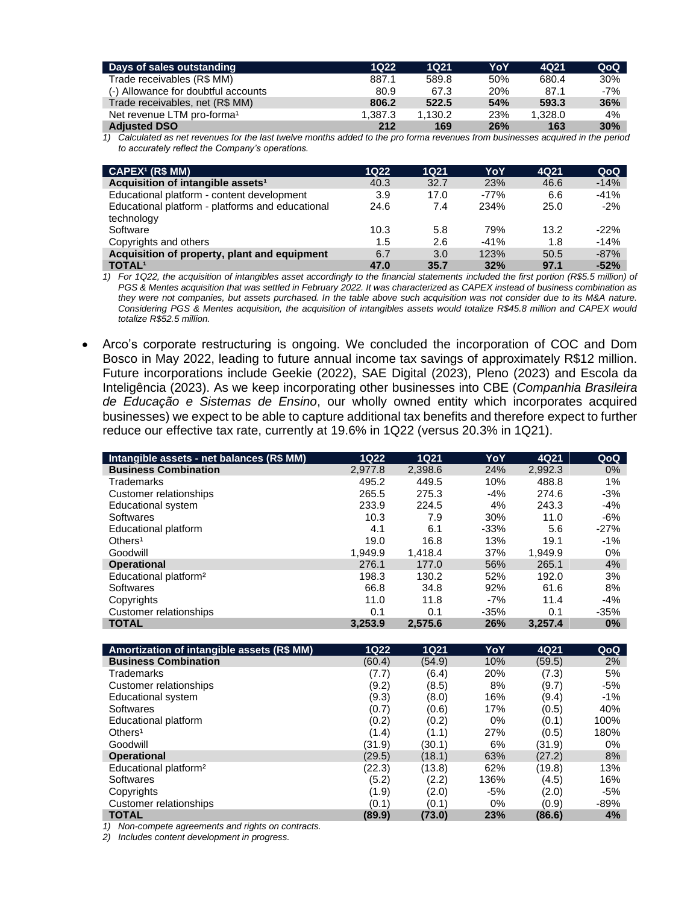| Days of sales outstanding | 1Q22 | 1Q21 | YoY | 4Q21 | QoQ |
|---|---|---|---|---|---|
| Trade receivables (R$ MM) | 887.1 | 589.8 | 50% | 680.4 | 30% |
| (-) Allowance for doubtful accounts | 80.9 | 67.3 | 20% | 87.1 | -7% |
| **Trade receivables, net (R$ MM)** | **806.2** | **522.5** | **54%** | **593.3** | **36%** |
| Net revenue LTM pro-forma[1] | 1,387.3 | 1,130.2 | 23% | 1,328.0 | 4% |
| **Adjusted DSO** | **212** | **169** | **26%** | **163** | **30%** |

*1) Calculated as net revenues for the last twelve months added to the pro forma revenues from businesses acquired in the period to accurately reflect the Company's operations.*

| CAPEX[1] (R$ MM) | 1Q22 | 1Q21 | YoY | 4Q21 | QoQ |
|---|---|---|---|---|---|
| **Acquisition of intangible assets[1]** | 40.3 | 32.7 | 23% | 46.6 | -14% |
| Educational platform - content development | 3.9 | 17.0 | -77% | 6.6 | -41% |
| Educational platform - platforms and educational technology | 24.6 | 7.4 | 234% | 25.0 | -2% |
| Software | 10.3 | 5.8 | 79% | 13.2 | -22% |
| Copyrights and others | 1.5 | 2.6 | -41% | 1.8 | -14% |
| **Acquisition of property, plant and equipment** | 6.7 | 3.0 | 123% | 50.5 | -87% |
| **TOTAL[1]** | **47.0** | **35.7** | **32%** | **97.1** | **-52%** |

*1) For 1Q22, the acquisition of intangibles asset accordingly to the financial statements included the first portion (R$5.5 million) of PGS & Mentes acquisition that was settled in February 2022. It was characterized as CAPEX instead of business combination as they were not companies, but assets purchased. In the table above such acquisition was not consider due to its M&A nature. Considering PGS & Mentes acquisition, the acquisition of intangibles assets would totalize R$45.8 million and CAPEX would totalize R$52.5 million.*

- Arco's corporate restructuring is ongoing. We concluded the incorporation of COC and Dom Bosco in May 2022, leading to future annual income tax savings of approximately R$12 million. Future incorporations include Geekie (2022), SAE Digital (2023), Pleno (2023) and Escola da Inteligência (2023). As we keep incorporating other businesses into CBE (*Companhia Brasileira de Educação e Sistemas de Ensino*, our wholly owned entity which incorporates acquired businesses) we expect to be able to capture additional tax benefits and therefore expect to further reduce our effective tax rate, currently at 19.6% in 1Q22 (versus 20.3% in 1Q21).

| Intangible assets - net balances (R$ MM) | 1Q22 | 1Q21 | YoY | 4Q21 | QoQ |
|---|---|---|---|---|---|
| **Business Combination** | 2,977.8 | 2,398.6 | 24% | 2,992.3 | 0% |
| Trademarks | 495.2 | 449.5 | 10% | 488.8 | 1% |
| Customer relationships | 265.5 | 275.3 | -4% | 274.6 | -3% |
| Educational system | 233.9 | 224.5 | 4% | 243.3 | -4% |
| Softwares | 10.3 | 7.9 | 30% | 11.0 | -6% |
| Educational platform | 4.1 | 6.1 | -33% | 5.6 | -27% |
| Others[1] | 19.0 | 16.8 | 13% | 19.1 | -1% |
| Goodwill | 1,949.9 | 1,418.4 | 37% | 1,949.9 | 0% |
| **Operational** | 276.1 | 177.0 | 56% | 265.1 | 4% |
| Educational platform[2] | 198.3 | 130.2 | 52% | 192.0 | 3% |
| Softwares | 66.8 | 34.8 | 92% | 61.6 | 8% |
| Copyrights | 11.0 | 11.8 | -7% | 11.4 | -4% |
| Customer relationships | 0.1 | 0.1 | -35% | 0.1 | -35% |
| **TOTAL** | **3,253.9** | **2,575.6** | **26%** | **3,257.4** | **0%** |

| Amortization of intangible assets (R$ MM) | 1Q22 | 1Q21 | YoY | 4Q21 | QoQ |
|---|---|---|---|---|---|
| **Business Combination** | (60.4) | (54.9) | 10% | (59.5) | 2% |
| Trademarks | (7.7) | (6.4) | 20% | (7.3) | 5% |
| Customer relationships | (9.2) | (8.5) | 8% | (9.7) | -5% |
| Educational system | (9.3) | (8.0) | 16% | (9.4) | -1% |
| Softwares | (0.7) | (0.6) | 17% | (0.5) | 40% |
| Educational platform | (0.2) | (0.2) | 0% | (0.1) | 100% |
| Others[1] | (1.4) | (1.1) | 27% | (0.5) | 180% |
| Goodwill | (31.9) | (30.1) | 6% | (31.9) | 0% |
| **Operational** | (29.5) | (18.1) | 63% | (27.2) | 8% |
| Educational platform[2] | (22.3) | (13.8) | 62% | (19.8) | 13% |
| Softwares | (5.2) | (2.2) | 136% | (4.5) | 16% |
| Copyrights | (1.9) | (2.0) | -5% | (2.0) | -5% |
| Customer relationships | (0.1) | (0.1) | 0% | (0.9) | -89% |
| **TOTAL** | **(89.9)** | **(73.0)** | **23%** | **(86.6)** | **4%** |

*1) Non-compete agreements and rights on contracts.*

*2) Includes content development in progress.*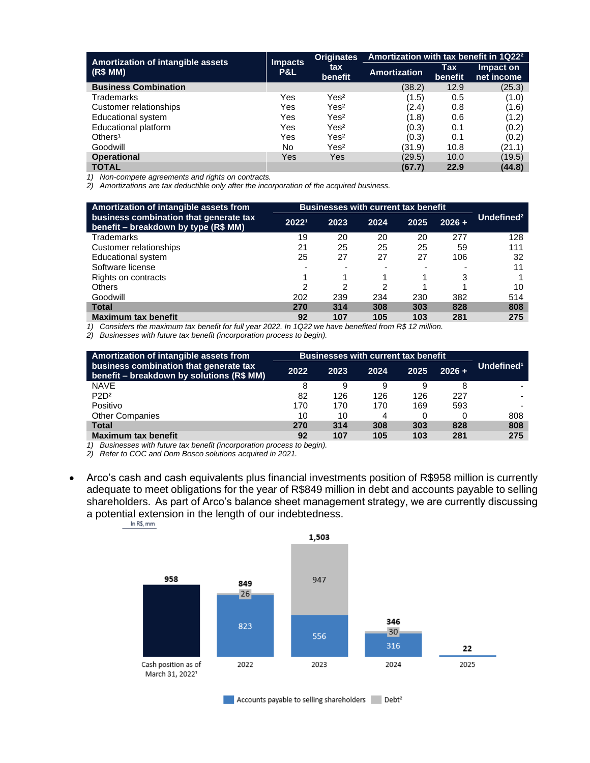| Amortization of intangible assets (R$ MM) | Impacts P&L | Originates tax benefit | Amortization with tax benefit in 1Q22[2] | | |
|---|---|---|---|---|---|
| | | | Amortization | Tax benefit | Impact on net income |
| **Business Combination** | | | (38.2) | 12.9 | (25.3) |
| Trademarks | Yes | Yes[2] | (1.5) | 0.5 | (1.0) |
| Customer relationships | Yes | Yes[2] | (2.4) | 0.8 | (1.6) |
| Educational system | Yes | Yes[2] | (1.8) | 0.6 | (1.2) |
| Educational platform | Yes | Yes[2] | (0.3) | 0.1 | (0.2) |
| Others[1] | Yes | Yes[2] | (0.3) | 0.1 | (0.2) |
| Goodwill | No | Yes[2] | (31.9) | 10.8 | (21.1) |
| **Operational** | Yes | Yes | (29.5) | 10.0 | (19.5) |
| **TOTAL** | | | **(67.7)** | **22.9** | **(44.8)** |

*1) Non-compete agreements and rights on contracts.*
*2) Amortizations are tax deductible only after the incorporation of the acquired business.*

| Amortization of intangible assets from business combination that generate tax benefit – breakdown by type (R$ MM) | Businesses with current tax benefit | | | | | Undefined[2] |
|---|---|---|---|---|---|---|
| | 2022[1] | 2023 | 2024 | 2025 | 2026 + | |
| Trademarks | 19 | 20 | 20 | 20 | 277 | 128 |
| Customer relationships | 21 | 25 | 25 | 25 | 59 | 111 |
| Educational system | 25 | 27 | 27 | 27 | 106 | 32 |
| Software license | - | - | - | - | - | 11 |
| Rights on contracts | 1 | 1 | 1 | 1 | 3 | 1 |
| Others | 2 | 2 | 2 | 1 | 1 | 10 |
| Goodwill | 202 | 239 | 234 | 230 | 382 | 514 |
| **Total** | **270** | **314** | **308** | **303** | **828** | **808** |
| **Maximum tax benefit** | **92** | **107** | **105** | **103** | **281** | **275** |

*1) Considers the maximum tax benefit for full year 2022. In 1Q22 we have benefited from R$ 12 million.*
*2) Businesses with future tax benefit (incorporation process to begin).*

| Amortization of intangible assets from business combination that generate tax benefit – breakdown by solutions (R$ MM) | Businesses with current tax benefit | | | | | Undefined[1] |
|---|---|---|---|---|---|---|
| | 2022 | 2023 | 2024 | 2025 | 2026 + | |
| NAVE | 8 | 9 | 9 | 9 | 8 | - |
| P2D[2] | 82 | 126 | 126 | 126 | 227 | - |
| Positivo | 170 | 170 | 170 | 169 | 593 | - |
| Other Companies | 10 | 10 | 4 | 0 | 0 | 808 |
| **Total** | **270** | **314** | **308** | **303** | **828** | **808** |
| **Maximum tax benefit** | **92** | **107** | **105** | **103** | **281** | **275** |

*1) Businesses with future tax benefit (incorporation process to begin).*
*2) Refer to COC and Dom Bosco solutions acquired in 2021.*

- Arco's cash and cash equivalents plus financial investments position of R$958 million is currently adequate to meet obligations for the year of R$849 million in debt and accounts payable to selling shareholders. As part of Arco's balance sheet management strategy, we are currently discussing a potential extension in the length of our indebtedness.

In R$, mm

| | Cash position as of March 31, 2022[1] | 2022 | 2023 | 2024 | 2025 |
|---|---|---|---|---|---|
| Cash position | 958 | | | | |
| Accounts payable to selling shareholders | | 823 | 556 | 316 | 22 |
| Debt[2] | | 26 | 947 | 30 | |
| Total | 958 | 849 | 1,503 | 346 | 22 |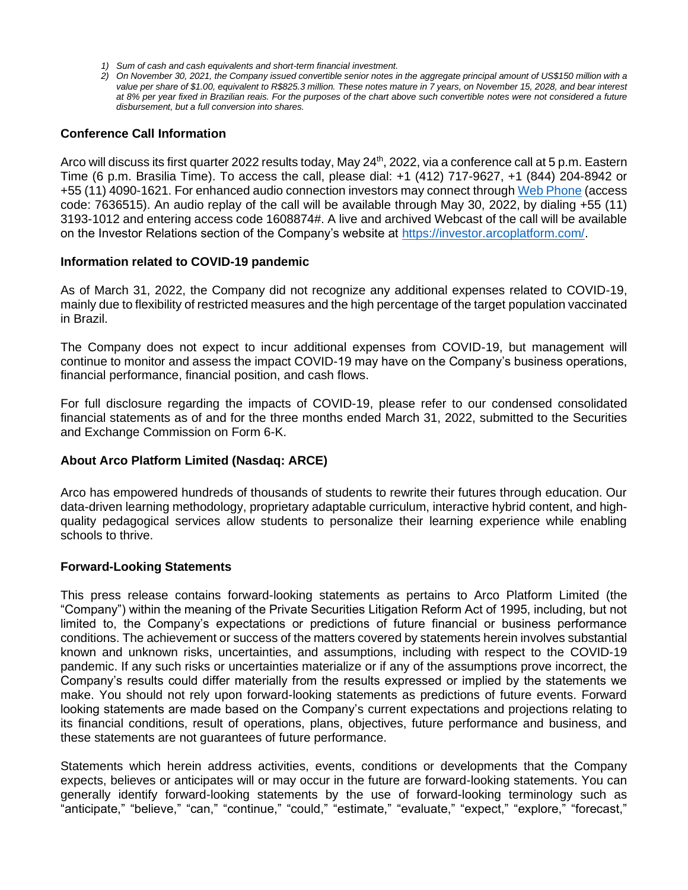1) *Sum of cash and cash equivalents and short-term financial investment.*
2) *On November 30, 2021, the Company issued convertible senior notes in the aggregate principal amount of US$150 million with a value per share of $1.00, equivalent to R$825.3 million. These notes mature in 7 years, on November 15, 2028, and bear interest at 8% per year fixed in Brazilian reais. For the purposes of the chart above such convertible notes were not considered a future disbursement, but a full conversion into shares.*

### Conference Call Information

Arco will discuss its first quarter 2022 results today, May 24th, 2022, via a conference call at 5 p.m. Eastern Time (6 p.m. Brasilia Time). To access the call, please dial: +1 (412) 717-9627, +1 (844) 204-8942 or +55 (11) 4090-1621. For enhanced audio connection investors may connect through Web Phone (access code: 7636515). An audio replay of the call will be available through May 30, 2022, by dialing +55 (11) 3193-1012 and entering access code 1608874#. A live and archived Webcast of the call will be available on the Investor Relations section of the Company's website at https://investor.arcoplatform.com/.

### Information related to COVID-19 pandemic

As of March 31, 2022, the Company did not recognize any additional expenses related to COVID-19, mainly due to flexibility of restricted measures and the high percentage of the target population vaccinated in Brazil.

The Company does not expect to incur additional expenses from COVID-19, but management will continue to monitor and assess the impact COVID-19 may have on the Company's business operations, financial performance, financial position, and cash flows.

For full disclosure regarding the impacts of COVID-19, please refer to our condensed consolidated financial statements as of and for the three months ended March 31, 2022, submitted to the Securities and Exchange Commission on Form 6-K.

### About Arco Platform Limited (Nasdaq: ARCE)

Arco has empowered hundreds of thousands of students to rewrite their futures through education. Our data-driven learning methodology, proprietary adaptable curriculum, interactive hybrid content, and high-quality pedagogical services allow students to personalize their learning experience while enabling schools to thrive.

### Forward-Looking Statements

This press release contains forward-looking statements as pertains to Arco Platform Limited (the "Company") within the meaning of the Private Securities Litigation Reform Act of 1995, including, but not limited to, the Company's expectations or predictions of future financial or business performance conditions. The achievement or success of the matters covered by statements herein involves substantial known and unknown risks, uncertainties, and assumptions, including with respect to the COVID-19 pandemic. If any such risks or uncertainties materialize or if any of the assumptions prove incorrect, the Company's results could differ materially from the results expressed or implied by the statements we make. You should not rely upon forward-looking statements as predictions of future events. Forward looking statements are made based on the Company's current expectations and projections relating to its financial conditions, result of operations, plans, objectives, future performance and business, and these statements are not guarantees of future performance.

Statements which herein address activities, events, conditions or developments that the Company expects, believes or anticipates will or may occur in the future are forward-looking statements. You can generally identify forward-looking statements by the use of forward-looking terminology such as "anticipate," "believe," "can," "continue," "could," "estimate," "evaluate," "expect," "explore," "forecast,"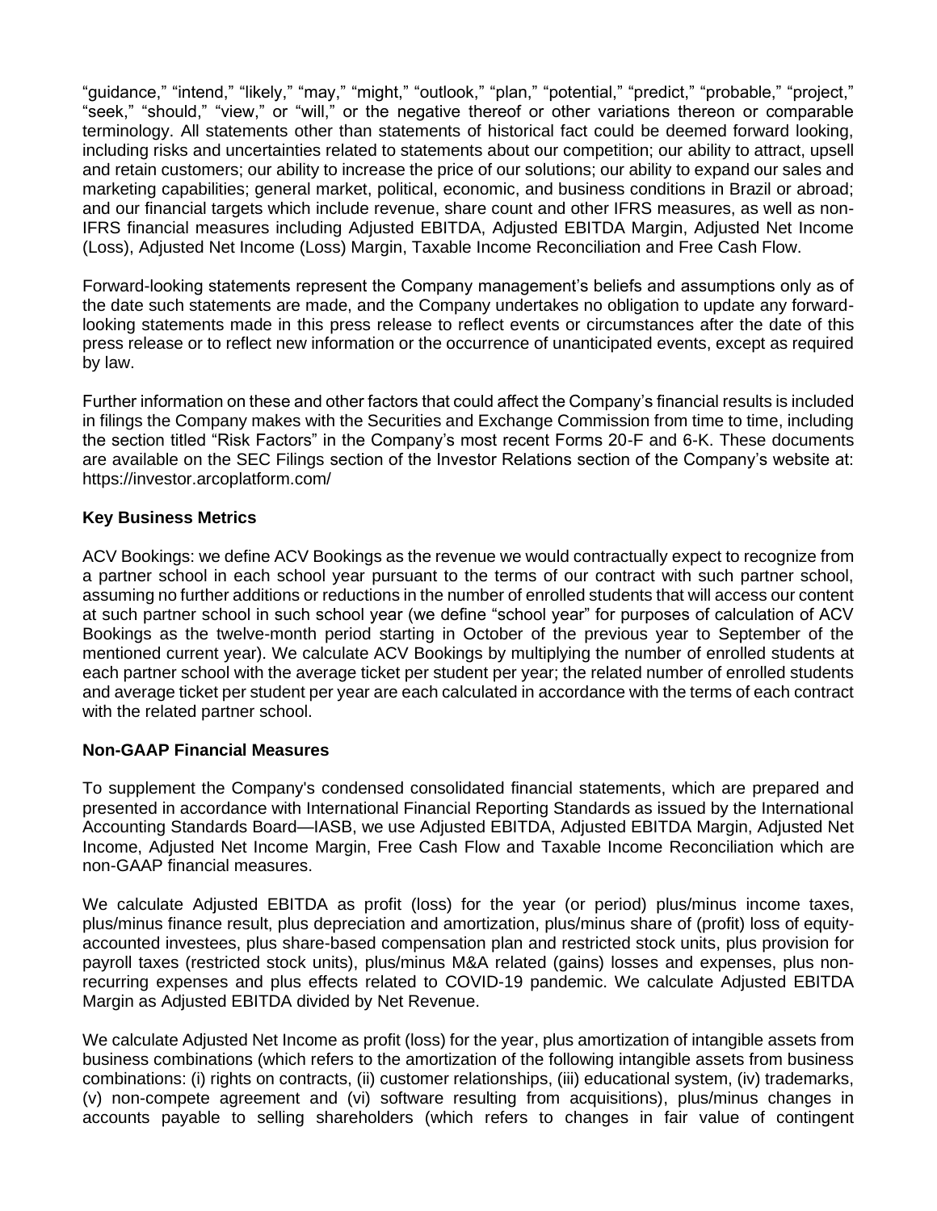"guidance," "intend," "likely," "may," "might," "outlook," "plan," "potential," "predict," "probable," "project," "seek," "should," "view," or "will," or the negative thereof or other variations thereon or comparable terminology. All statements other than statements of historical fact could be deemed forward looking, including risks and uncertainties related to statements about our competition; our ability to attract, upsell and retain customers; our ability to increase the price of our solutions; our ability to expand our sales and marketing capabilities; general market, political, economic, and business conditions in Brazil or abroad; and our financial targets which include revenue, share count and other IFRS measures, as well as non-IFRS financial measures including Adjusted EBITDA, Adjusted EBITDA Margin, Adjusted Net Income (Loss), Adjusted Net Income (Loss) Margin, Taxable Income Reconciliation and Free Cash Flow.

Forward-looking statements represent the Company management's beliefs and assumptions only as of the date such statements are made, and the Company undertakes no obligation to update any forward-looking statements made in this press release to reflect events or circumstances after the date of this press release or to reflect new information or the occurrence of unanticipated events, except as required by law.

Further information on these and other factors that could affect the Company's financial results is included in filings the Company makes with the Securities and Exchange Commission from time to time, including the section titled "Risk Factors" in the Company's most recent Forms 20-F and 6-K. These documents are available on the SEC Filings section of the Investor Relations section of the Company's website at: https://investor.arcoplatform.com/

**Key Business Metrics**

ACV Bookings: we define ACV Bookings as the revenue we would contractually expect to recognize from a partner school in each school year pursuant to the terms of our contract with such partner school, assuming no further additions or reductions in the number of enrolled students that will access our content at such partner school in such school year (we define "school year" for purposes of calculation of ACV Bookings as the twelve-month period starting in October of the previous year to September of the mentioned current year). We calculate ACV Bookings by multiplying the number of enrolled students at each partner school with the average ticket per student per year; the related number of enrolled students and average ticket per student per year are each calculated in accordance with the terms of each contract with the related partner school.

**Non-GAAP Financial Measures**

To supplement the Company's condensed consolidated financial statements, which are prepared and presented in accordance with International Financial Reporting Standards as issued by the International Accounting Standards Board—IASB, we use Adjusted EBITDA, Adjusted EBITDA Margin, Adjusted Net Income, Adjusted Net Income Margin, Free Cash Flow and Taxable Income Reconciliation which are non-GAAP financial measures.

We calculate Adjusted EBITDA as profit (loss) for the year (or period) plus/minus income taxes, plus/minus finance result, plus depreciation and amortization, plus/minus share of (profit) loss of equity-accounted investees, plus share-based compensation plan and restricted stock units, plus provision for payroll taxes (restricted stock units), plus/minus M&A related (gains) losses and expenses, plus non-recurring expenses and plus effects related to COVID-19 pandemic. We calculate Adjusted EBITDA Margin as Adjusted EBITDA divided by Net Revenue.

We calculate Adjusted Net Income as profit (loss) for the year, plus amortization of intangible assets from business combinations (which refers to the amortization of the following intangible assets from business combinations: (i) rights on contracts, (ii) customer relationships, (iii) educational system, (iv) trademarks, (v) non-compete agreement and (vi) software resulting from acquisitions), plus/minus changes in accounts payable to selling shareholders (which refers to changes in fair value of contingent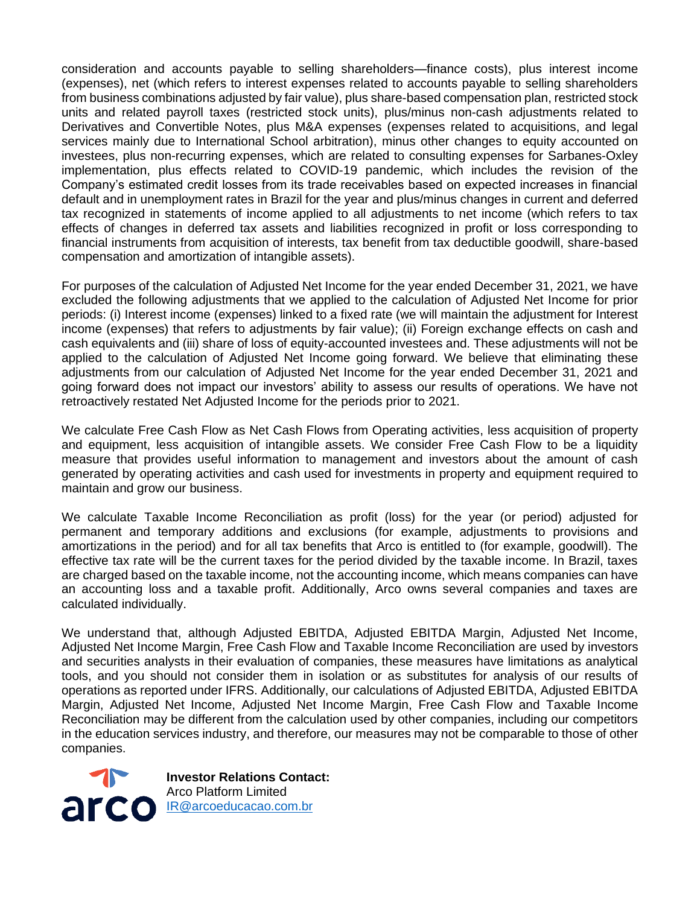consideration and accounts payable to selling shareholders—finance costs), plus interest income (expenses), net (which refers to interest expenses related to accounts payable to selling shareholders from business combinations adjusted by fair value), plus share-based compensation plan, restricted stock units and related payroll taxes (restricted stock units), plus/minus non-cash adjustments related to Derivatives and Convertible Notes, plus M&A expenses (expenses related to acquisitions, and legal services mainly due to International School arbitration), minus other changes to equity accounted on investees, plus non-recurring expenses, which are related to consulting expenses for Sarbanes-Oxley implementation, plus effects related to COVID-19 pandemic, which includes the revision of the Company's estimated credit losses from its trade receivables based on expected increases in financial default and in unemployment rates in Brazil for the year and plus/minus changes in current and deferred tax recognized in statements of income applied to all adjustments to net income (which refers to tax effects of changes in deferred tax assets and liabilities recognized in profit or loss corresponding to financial instruments from acquisition of interests, tax benefit from tax deductible goodwill, share-based compensation and amortization of intangible assets).

For purposes of the calculation of Adjusted Net Income for the year ended December 31, 2021, we have excluded the following adjustments that we applied to the calculation of Adjusted Net Income for prior periods: (i) Interest income (expenses) linked to a fixed rate (we will maintain the adjustment for Interest income (expenses) that refers to adjustments by fair value); (ii) Foreign exchange effects on cash and cash equivalents and (iii) share of loss of equity-accounted investees and. These adjustments will not be applied to the calculation of Adjusted Net Income going forward. We believe that eliminating these adjustments from our calculation of Adjusted Net Income for the year ended December 31, 2021 and going forward does not impact our investors' ability to assess our results of operations. We have not retroactively restated Net Adjusted Income for the periods prior to 2021.

We calculate Free Cash Flow as Net Cash Flows from Operating activities, less acquisition of property and equipment, less acquisition of intangible assets. We consider Free Cash Flow to be a liquidity measure that provides useful information to management and investors about the amount of cash generated by operating activities and cash used for investments in property and equipment required to maintain and grow our business.

We calculate Taxable Income Reconciliation as profit (loss) for the year (or period) adjusted for permanent and temporary additions and exclusions (for example, adjustments to provisions and amortizations in the period) and for all tax benefits that Arco is entitled to (for example, goodwill). The effective tax rate will be the current taxes for the period divided by the taxable income. In Brazil, taxes are charged based on the taxable income, not the accounting income, which means companies can have an accounting loss and a taxable profit. Additionally, Arco owns several companies and taxes are calculated individually.

We understand that, although Adjusted EBITDA, Adjusted EBITDA Margin, Adjusted Net Income, Adjusted Net Income Margin, Free Cash Flow and Taxable Income Reconciliation are used by investors and securities analysts in their evaluation of companies, these measures have limitations as analytical tools, and you should not consider them in isolation or as substitutes for analysis of our results of operations as reported under IFRS. Additionally, our calculations of Adjusted EBITDA, Adjusted EBITDA Margin, Adjusted Net Income, Adjusted Net Income Margin, Free Cash Flow and Taxable Income Reconciliation may be different from the calculation used by other companies, including our competitors in the education services industry, and therefore, our measures may not be comparable to those of other companies.

arco

**Investor Relations Contact:**
Arco Platform Limited
IR@arcoeducacao.com.br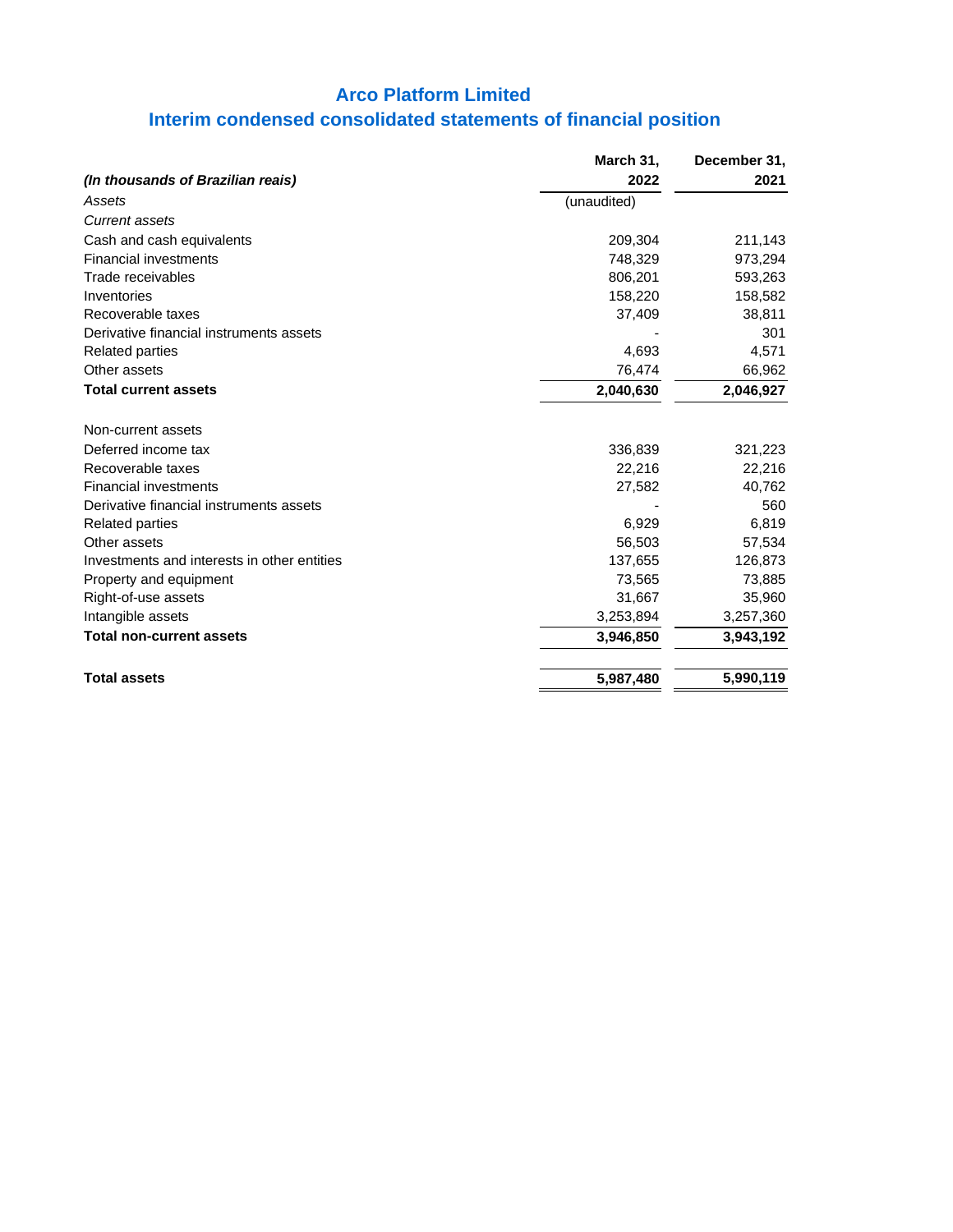# Arco Platform Limited

## Interim condensed consolidated statements of financial position

| *(In thousands of Brazilian reais)* | March 31, 2022 | December 31, 2021 |
|---|---|---|
| *Assets* | (unaudited) | |
| *Current assets* | | |
| Cash and cash equivalents | 209,304 | 211,143 |
| Financial investments | 748,329 | 973,294 |
| Trade receivables | 806,201 | 593,263 |
| Inventories | 158,220 | 158,582 |
| Recoverable taxes | 37,409 | 38,811 |
| Derivative financial instruments assets | - | 301 |
| Related parties | 4,693 | 4,571 |
| Other assets | 76,474 | 66,962 |
| **Total current assets** | **2,040,630** | **2,046,927** |
| | | |
| Non-current assets | | |
| Deferred income tax | 336,839 | 321,223 |
| Recoverable taxes | 22,216 | 22,216 |
| Financial investments | 27,582 | 40,762 |
| Derivative financial instruments assets | - | 560 |
| Related parties | 6,929 | 6,819 |
| Other assets | 56,503 | 57,534 |
| Investments and interests in other entities | 137,655 | 126,873 |
| Property and equipment | 73,565 | 73,885 |
| Right-of-use assets | 31,667 | 35,960 |
| Intangible assets | 3,253,894 | 3,257,360 |
| **Total non-current assets** | **3,946,850** | **3,943,192** |
| | | |
| **Total assets** | **5,987,480** | **5,990,119** |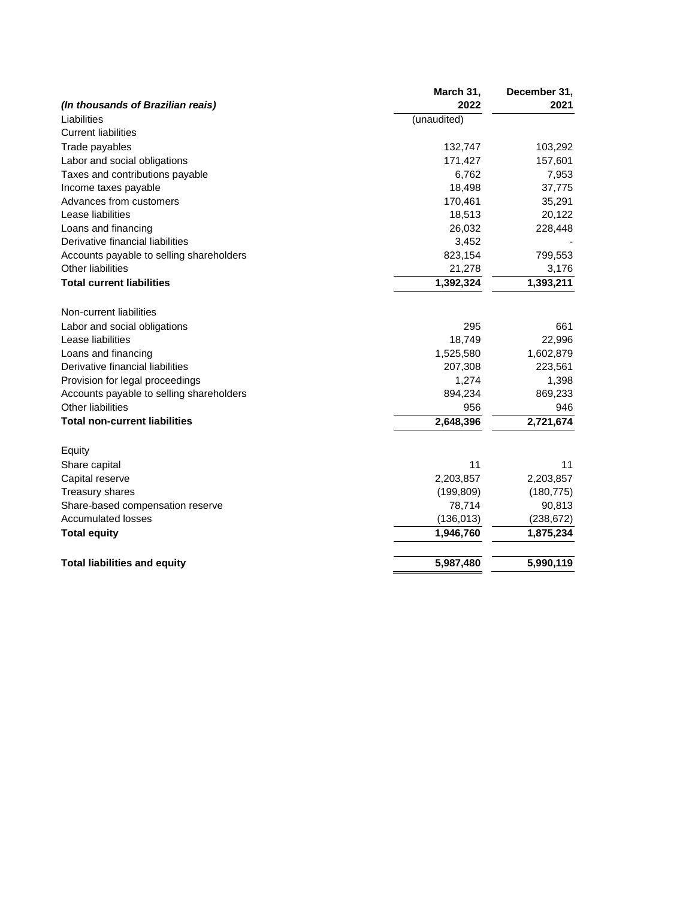| *(In thousands of Brazilian reais)* | March 31, 2022 | December 31, 2021 |
|---|---|---|
| Liabilities | (unaudited) | |
| Current liabilities | | |
| Trade payables | 132,747 | 103,292 |
| Labor and social obligations | 171,427 | 157,601 |
| Taxes and contributions payable | 6,762 | 7,953 |
| Income taxes payable | 18,498 | 37,775 |
| Advances from customers | 170,461 | 35,291 |
| Lease liabilities | 18,513 | 20,122 |
| Loans and financing | 26,032 | 228,448 |
| Derivative financial liabilities | 3,452 | - |
| Accounts payable to selling shareholders | 823,154 | 799,553 |
| Other liabilities | 21,278 | 3,176 |
| **Total current liabilities** | **1,392,324** | **1,393,211** |
| | | |
| Non-current liabilities | | |
| Labor and social obligations | 295 | 661 |
| Lease liabilities | 18,749 | 22,996 |
| Loans and financing | 1,525,580 | 1,602,879 |
| Derivative financial liabilities | 207,308 | 223,561 |
| Provision for legal proceedings | 1,274 | 1,398 |
| Accounts payable to selling shareholders | 894,234 | 869,233 |
| Other liabilities | 956 | 946 |
| **Total non-current liabilities** | **2,648,396** | **2,721,674** |
| | | |
| Equity | | |
| Share capital | 11 | 11 |
| Capital reserve | 2,203,857 | 2,203,857 |
| Treasury shares | (199,809) | (180,775) |
| Share-based compensation reserve | 78,714 | 90,813 |
| Accumulated losses | (136,013) | (238,672) |
| **Total equity** | **1,946,760** | **1,875,234** |
| | | |
| **Total liabilities and equity** | **5,987,480** | **5,990,119** |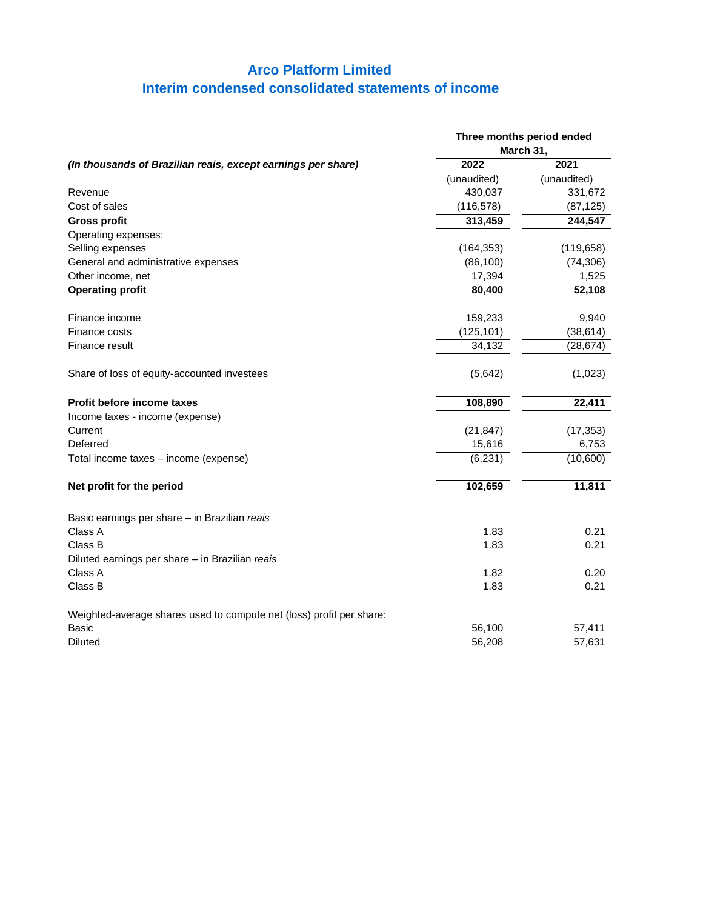# Arco Platform Limited
## Interim condensed consolidated statements of income

| *(In thousands of Brazilian reais, except earnings per share)* | Three months period ended March 31, 2022 | Three months period ended March 31, 2021 |
|---|---|---|
| | (unaudited) | (unaudited) |
| Revenue | 430,037 | 331,672 |
| Cost of sales | (116,578) | (87,125) |
| **Gross profit** | **313,459** | **244,547** |
| Operating expenses: | | |
| Selling expenses | (164,353) | (119,658) |
| General and administrative expenses | (86,100) | (74,306) |
| Other income, net | 17,394 | 1,525 |
| **Operating profit** | **80,400** | **52,108** |
| | | |
| Finance income | 159,233 | 9,940 |
| Finance costs | (125,101) | (38,614) |
| Finance result | 34,132 | (28,674) |
| | | |
| Share of loss of equity-accounted investees | (5,642) | (1,023) |
| | | |
| **Profit before income taxes** | **108,890** | **22,411** |
| Income taxes - income (expense) | | |
| Current | (21,847) | (17,353) |
| Deferred | 15,616 | 6,753 |
| Total income taxes – income (expense) | (6,231) | (10,600) |
| | | |
| **Net profit for the period** | **102,659** | **11,811** |
| | | |
| Basic earnings per share – in Brazilian *reais* | | |
| Class A | 1.83 | 0.21 |
| Class B | 1.83 | 0.21 |
| Diluted earnings per share – in Brazilian *reais* | | |
| Class A | 1.82 | 0.20 |
| Class B | 1.83 | 0.21 |
| | | |
| Weighted-average shares used to compute net (loss) profit per share: | | |
| Basic | 56,100 | 57,411 |
| Diluted | 56,208 | 57,631 |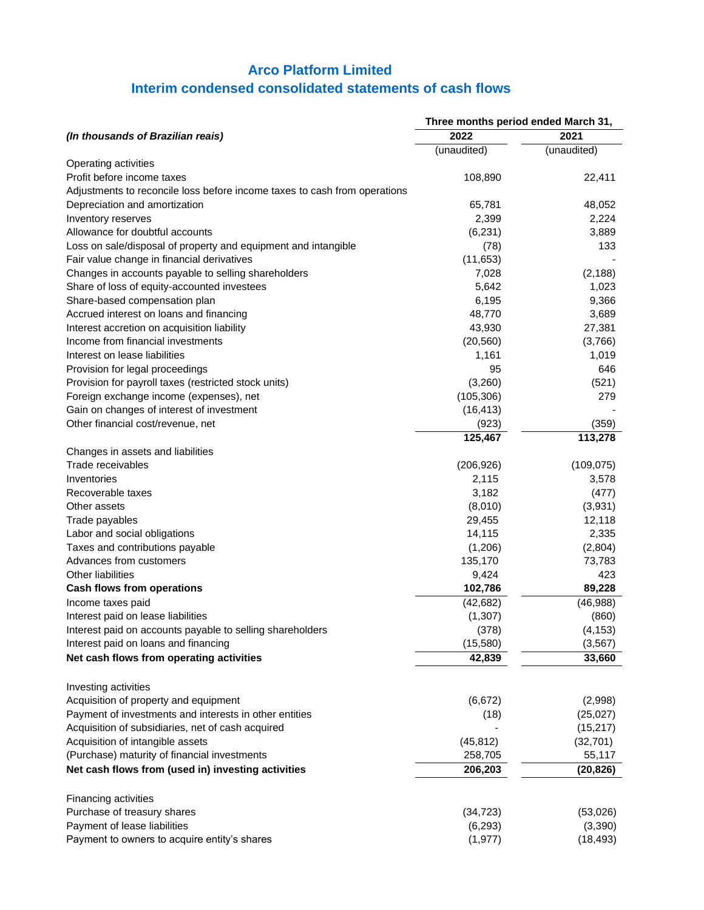# Arco Platform Limited
## Interim condensed consolidated statements of cash flows

| *(In thousands of Brazilian reais)* | Three months period ended March 31, 2022 | 2021 |
|---|---|---|
| | (unaudited) | (unaudited) |
| Operating activities | | |
| Profit before income taxes | 108,890 | 22,411 |
| Adjustments to reconcile loss before income taxes to cash from operations | | |
| Depreciation and amortization | 65,781 | 48,052 |
| Inventory reserves | 2,399 | 2,224 |
| Allowance for doubtful accounts | (6,231) | 3,889 |
| Loss on sale/disposal of property and equipment and intangible | (78) | 133 |
| Fair value change in financial derivatives | (11,653) | - |
| Changes in accounts payable to selling shareholders | 7,028 | (2,188) |
| Share of loss of equity-accounted investees | 5,642 | 1,023 |
| Share-based compensation plan | 6,195 | 9,366 |
| Accrued interest on loans and financing | 48,770 | 3,689 |
| Interest accretion on acquisition liability | 43,930 | 27,381 |
| Income from financial investments | (20,560) | (3,766) |
| Interest on lease liabilities | 1,161 | 1,019 |
| Provision for legal proceedings | 95 | 646 |
| Provision for payroll taxes (restricted stock units) | (3,260) | (521) |
| Foreign exchange income (expenses), net | (105,306) | 279 |
| Gain on changes of interest of investment | (16,413) | - |
| Other financial cost/revenue, net | (923) | (359) |
| | **125,467** | **113,278** |
| Changes in assets and liabilities | | |
| Trade receivables | (206,926) | (109,075) |
| Inventories | 2,115 | 3,578 |
| Recoverable taxes | 3,182 | (477) |
| Other assets | (8,010) | (3,931) |
| Trade payables | 29,455 | 12,118 |
| Labor and social obligations | 14,115 | 2,335 |
| Taxes and contributions payable | (1,206) | (2,804) |
| Advances from customers | 135,170 | 73,783 |
| Other liabilities | 9,424 | 423 |
| **Cash flows from operations** | **102,786** | **89,228** |
| Income taxes paid | (42,682) | (46,988) |
| Interest paid on lease liabilities | (1,307) | (860) |
| Interest paid on accounts payable to selling shareholders | (378) | (4,153) |
| Interest paid on loans and financing | (15,580) | (3,567) |
| **Net cash flows from operating activities** | **42,839** | **33,660** |
| Investing activities | | |
| Acquisition of property and equipment | (6,672) | (2,998) |
| Payment of investments and interests in other entities | (18) | (25,027) |
| Acquisition of subsidiaries, net of cash acquired | - | (15,217) |
| Acquisition of intangible assets | (45,812) | (32,701) |
| (Purchase) maturity of financial investments | 258,705 | 55,117 |
| **Net cash flows from (used in) investing activities** | **206,203** | **(20,826)** |
| Financing activities | | |
| Purchase of treasury shares | (34,723) | (53,026) |
| Payment of lease liabilities | (6,293) | (3,390) |
| Payment to owners to acquire entity's shares | (1,977) | (18,493) |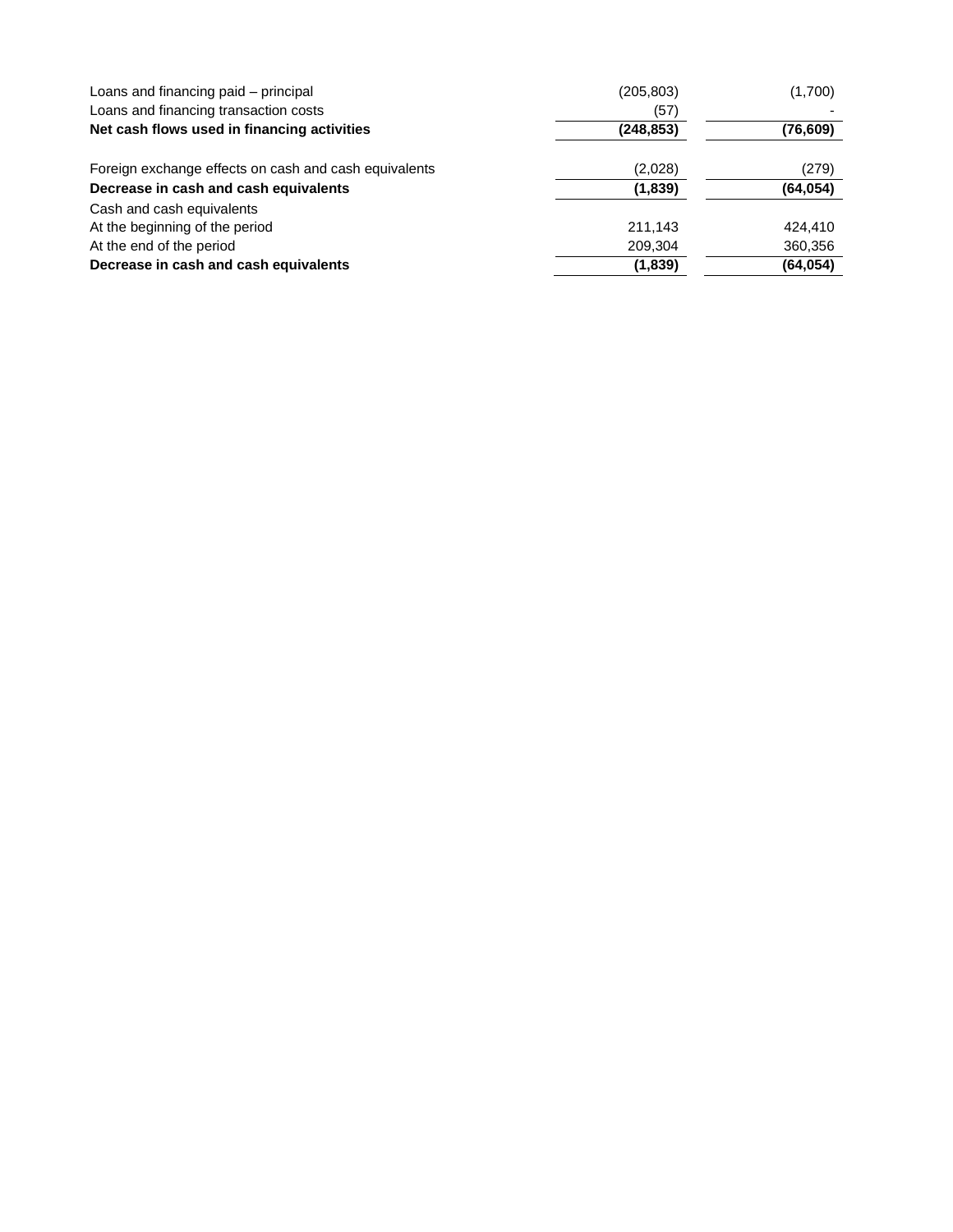| | | |
|---|---|---|
| Loans and financing paid – principal | (205,803) | (1,700) |
| Loans and financing transaction costs | (57) | - |
| **Net cash flows used in financing activities** | **(248,853)** | **(76,609)** |
| | | |
| Foreign exchange effects on cash and cash equivalents | (2,028) | (279) |
| **Decrease in cash and cash equivalents** | **(1,839)** | **(64,054)** |
| Cash and cash equivalents | | |
| At the beginning of the period | 211,143 | 424,410 |
| At the end of the period | 209,304 | 360,356 |
| **Decrease in cash and cash equivalents** | **(1,839)** | **(64,054)** |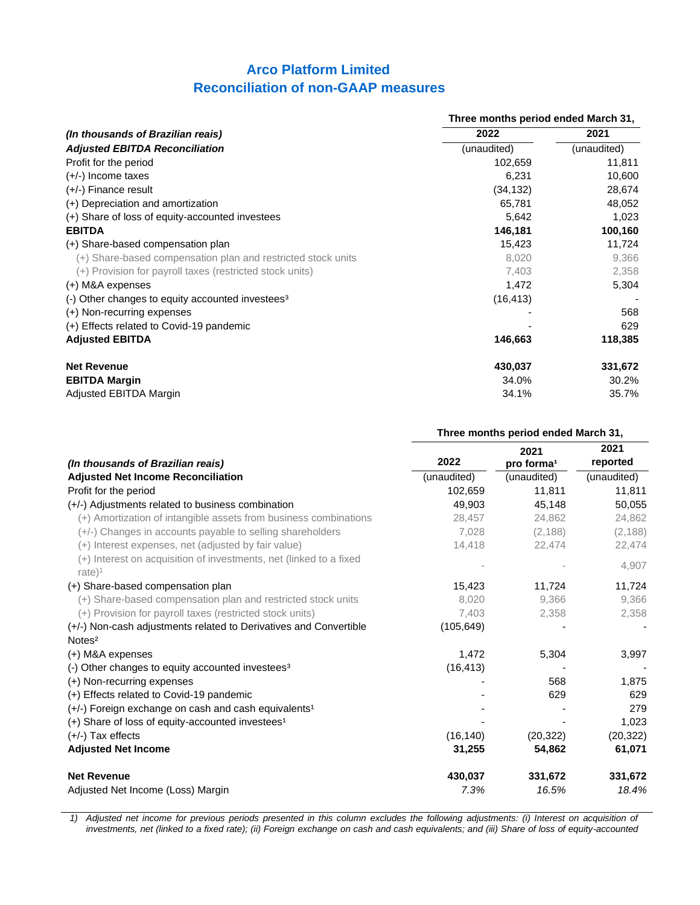# Arco Platform Limited
# Reconciliation of non-GAAP measures

| *(In thousands of Brazilian reais)* | Three months period ended March 31, | |
|---|---|---|
| | 2022 | 2021 |
| ***Adjusted EBITDA Reconciliation*** | (unaudited) | (unaudited) |
| Profit for the period | 102,659 | 11,811 |
| (+/-) Income taxes | 6,231 | 10,600 |
| (+/-) Finance result | (34,132) | 28,674 |
| (+) Depreciation and amortization | 65,781 | 48,052 |
| (+) Share of loss of equity-accounted investees | 5,642 | 1,023 |
| **EBITDA** | **146,181** | **100,160** |
| (+) Share-based compensation plan | 15,423 | 11,724 |
| (+) Share-based compensation plan and restricted stock units | 8,020 | 9,366 |
| (+) Provision for payroll taxes (restricted stock units) | 7,403 | 2,358 |
| (+) M&A expenses | 1,472 | 5,304 |
| (-) Other changes to equity accounted investees[3] | (16,413) | - |
| (+) Non-recurring expenses | - | 568 |
| (+) Effects related to Covid-19 pandemic | - | 629 |
| **Adjusted EBITDA** | **146,663** | **118,385** |
| | | |
| **Net Revenue** | **430,037** | **331,672** |
| **EBITDA Margin** | 34.0% | 30.2% |
| Adjusted EBITDA Margin | 34.1% | 35.7% |

| *(In thousands of Brazilian reais)* | Three months period ended March 31, | | |
|---|---|---|---|
| | 2022 | 2021 pro forma[1] | 2021 reported |
| **Adjusted Net Income Reconciliation** | (unaudited) | (unaudited) | (unaudited) |
| Profit for the period | 102,659 | 11,811 | 11,811 |
| (+/-) Adjustments related to business combination | 49,903 | 45,148 | 50,055 |
| (+) Amortization of intangible assets from business combinations | 28,457 | 24,862 | 24,862 |
| (+/-) Changes in accounts payable to selling shareholders | 7,028 | (2,188) | (2,188) |
| (+) Interest expenses, net (adjusted by fair value) | 14,418 | 22,474 | 22,474 |
| (+) Interest on acquisition of investments, net (linked to a fixed rate)[1] | - | - | 4,907 |
| (+) Share-based compensation plan | 15,423 | 11,724 | 11,724 |
| (+) Share-based compensation plan and restricted stock units | 8,020 | 9,366 | 9,366 |
| (+) Provision for payroll taxes (restricted stock units) | 7,403 | 2,358 | 2,358 |
| (+/-) Non-cash adjustments related to Derivatives and Convertible Notes[2] | (105,649) | - | - |
| (+) M&A expenses | 1,472 | 5,304 | 3,997 |
| (-) Other changes to equity accounted investees[3] | (16,413) | - | - |
| (+) Non-recurring expenses | - | 568 | 1,875 |
| (+) Effects related to Covid-19 pandemic | - | 629 | 629 |
| (+/-) Foreign exchange on cash and cash equivalents[1] | - | - | 279 |
| (+) Share of loss of equity-accounted investees[1] | - | - | 1,023 |
| (+/-) Tax effects | (16,140) | (20,322) | (20,322) |
| **Adjusted Net Income** | **31,255** | **54,862** | **61,071** |
| | | | |
| **Net Revenue** | **430,037** | **331,672** | **331,672** |
| Adjusted Net Income (Loss) Margin | *7.3%* | *16.5%* | *18.4%* |

1) *Adjusted net income for previous periods presented in this column excludes the following adjustments: (i) Interest on acquisition of investments, net (linked to a fixed rate); (ii) Foreign exchange on cash and cash equivalents; and (iii) Share of loss of equity-accounted*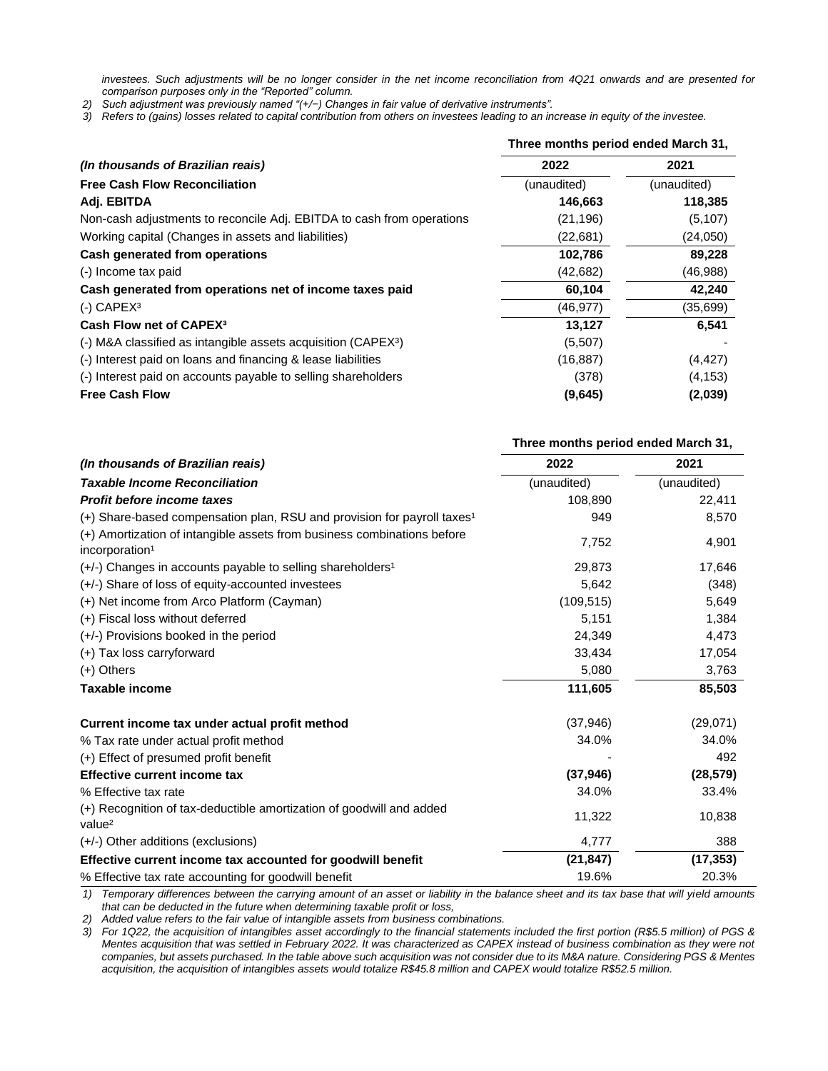*investees. Such adjustments will be no longer consider in the net income reconciliation from 4Q21 onwards and are presented for comparison purposes only in the "Reported" column.*

*2) Such adjustment was previously named "(+/−) Changes in fair value of derivative instruments".*

*3) Refers to (gains) losses related to capital contribution from others on investees leading to an increase in equity of the investee.*

| | Three months period ended March 31, | |
|---|---|---|
| ***(In thousands of Brazilian reais)*** | **2022** | **2021** |
| **Free Cash Flow Reconciliation** | (unaudited) | (unaudited) |
| **Adj. EBITDA** | **146,663** | **118,385** |
| Non-cash adjustments to reconcile Adj. EBITDA to cash from operations | (21,196) | (5,107) |
| Working capital (Changes in assets and liabilities) | (22,681) | (24,050) |
| **Cash generated from operations** | **102,786** | **89,228** |
| (-) Income tax paid | (42,682) | (46,988) |
| **Cash generated from operations net of income taxes paid** | **60,104** | **42,240** |
| (-) CAPEX[3] | (46,977) | (35,699) |
| **Cash Flow net of CAPEX[3]** | **13,127** | **6,541** |
| (-) M&A classified as intangible assets acquisition (CAPEX[3]) | (5,507) | - |
| (-) Interest paid on loans and financing & lease liabilities | (16,887) | (4,427) |
| (-) Interest paid on accounts payable to selling shareholders | (378) | (4,153) |
| **Free Cash Flow** | **(9,645)** | **(2,039)** |

| | Three months period ended March 31, | |
|---|---|---|
| ***(In thousands of Brazilian reais)*** | **2022** | **2021** |
| ***Taxable Income Reconciliation*** | (unaudited) | (unaudited) |
| ***Profit before income taxes*** | 108,890 | 22,411 |
| (+) Share-based compensation plan, RSU and provision for payroll taxes[1] | 949 | 8,570 |
| (+) Amortization of intangible assets from business combinations before incorporation[1] | 7,752 | 4,901 |
| (+/-) Changes in accounts payable to selling shareholders[1] | 29,873 | 17,646 |
| (+/-) Share of loss of equity-accounted investees | 5,642 | (348) |
| (+) Net income from Arco Platform (Cayman) | (109,515) | 5,649 |
| (+) Fiscal loss without deferred | 5,151 | 1,384 |
| (+/-) Provisions booked in the period | 24,349 | 4,473 |
| (+) Tax loss carryforward | 33,434 | 17,054 |
| (+) Others | 5,080 | 3,763 |
| **Taxable income** | **111,605** | **85,503** |
| | | |
| **Current income tax under actual profit method** | (37,946) | (29,071) |
| % Tax rate under actual profit method | 34.0% | 34.0% |
| (+) Effect of presumed profit benefit | - | 492 |
| **Effective current income tax** | **(37,946)** | **(28,579)** |
| % Effective tax rate | 34.0% | 33.4% |
| (+) Recognition of tax-deductible amortization of goodwill and added value[2] | 11,322 | 10,838 |
| (+/-) Other additions (exclusions) | 4,777 | 388 |
| **Effective current income tax accounted for goodwill benefit** | **(21,847)** | **(17,353)** |
| % Effective tax rate accounting for goodwill benefit | 19.6% | 20.3% |

*1) Temporary differences between the carrying amount of an asset or liability in the balance sheet and its tax base that will yield amounts that can be deducted in the future when determining taxable profit or loss,*

*2) Added value refers to the fair value of intangible assets from business combinations.*

*3) For 1Q22, the acquisition of intangibles asset accordingly to the financial statements included the first portion (R$5.5 million) of PGS & Mentes acquisition that was settled in February 2022. It was characterized as CAPEX instead of business combination as they were not companies, but assets purchased. In the table above such acquisition was not consider due to its M&A nature. Considering PGS & Mentes acquisition, the acquisition of intangibles assets would totalize R$45.8 million and CAPEX would totalize R$52.5 million.*